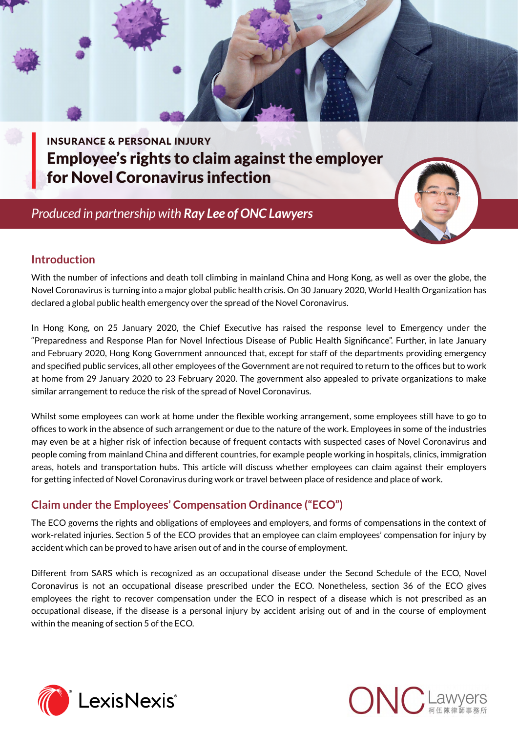INSURANCE & PERSONAL INJURY

# Employee's rights to claim against the employer for Novel Coronavirus infection

*Produced in partnership with* ***Ray Lee of ONC Lawyers***

## Introduction

With the number of infections and death toll climbing in mainland China and Hong Kong, as well as over the globe, the Novel Coronavirus is turning into a major global public health crisis. On 30 January 2020, World Health Organization has declared a global public health emergency over the spread of the Novel Coronavirus.

In Hong Kong, on 25 January 2020, the Chief Executive has raised the response level to Emergency under the "Preparedness and Response Plan for Novel Infectious Disease of Public Health Significance". Further, in late January and February 2020, Hong Kong Government announced that, except for staff of the departments providing emergency and specified public services, all other employees of the Government are not required to return to the offices but to work at home from 29 January 2020 to 23 February 2020. The government also appealed to private organizations to make similar arrangement to reduce the risk of the spread of Novel Coronavirus.

Whilst some employees can work at home under the flexible working arrangement, some employees still have to go to offices to work in the absence of such arrangement or due to the nature of the work. Employees in some of the industries may even be at a higher risk of infection because of frequent contacts with suspected cases of Novel Coronavirus and people coming from mainland China and different countries, for example people working in hospitals, clinics, immigration areas, hotels and transportation hubs. This article will discuss whether employees can claim against their employers for getting infected of Novel Coronavirus during work or travel between place of residence and place of work.

## Claim under the Employees' Compensation Ordinance ("ECO")

The ECO governs the rights and obligations of employees and employers, and forms of compensations in the context of work-related injuries. Section 5 of the ECO provides that an employee can claim employees' compensation for injury by accident which can be proved to have arisen out of and in the course of employment.

Different from SARS which is recognized as an occupational disease under the Second Schedule of the ECO, Novel Coronavirus is not an occupational disease prescribed under the ECO. Nonetheless, section 36 of the ECO gives employees the right to recover compensation under the ECO in respect of a disease which is not prescribed as an occupational disease, if the disease is a personal injury by accident arising out of and in the course of employment within the meaning of section 5 of the ECO.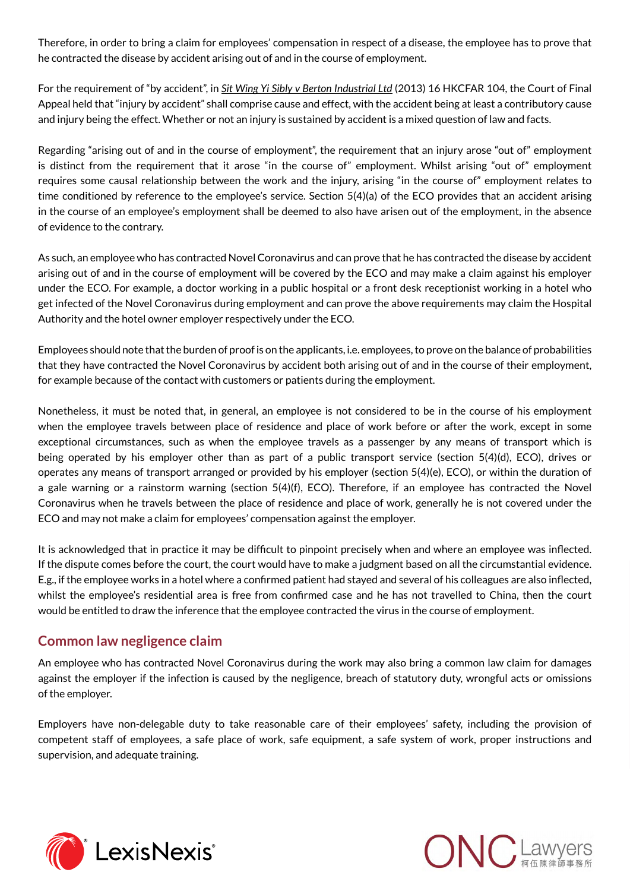Therefore, in order to bring a claim for employees' compensation in respect of a disease, the employee has to prove that he contracted the disease by accident arising out of and in the course of employment.

For the requirement of "by accident", in *Sit Wing Yi Sibly v Berton Industrial Ltd* (2013) 16 HKCFAR 104, the Court of Final Appeal held that "injury by accident" shall comprise cause and effect, with the accident being at least a contributory cause and injury being the effect. Whether or not an injury is sustained by accident is a mixed question of law and facts.

Regarding "arising out of and in the course of employment", the requirement that an injury arose "out of" employment is distinct from the requirement that it arose "in the course of" employment. Whilst arising "out of" employment requires some causal relationship between the work and the injury, arising "in the course of" employment relates to time conditioned by reference to the employee's service. Section 5(4)(a) of the ECO provides that an accident arising in the course of an employee's employment shall be deemed to also have arisen out of the employment, in the absence of evidence to the contrary.

As such, an employee who has contracted Novel Coronavirus and can prove that he has contracted the disease by accident arising out of and in the course of employment will be covered by the ECO and may make a claim against his employer under the ECO. For example, a doctor working in a public hospital or a front desk receptionist working in a hotel who get infected of the Novel Coronavirus during employment and can prove the above requirements may claim the Hospital Authority and the hotel owner employer respectively under the ECO.

Employees should note that the burden of proof is on the applicants, i.e. employees, to prove on the balance of probabilities that they have contracted the Novel Coronavirus by accident both arising out of and in the course of their employment, for example because of the contact with customers or patients during the employment.

Nonetheless, it must be noted that, in general, an employee is not considered to be in the course of his employment when the employee travels between place of residence and place of work before or after the work, except in some exceptional circumstances, such as when the employee travels as a passenger by any means of transport which is being operated by his employer other than as part of a public transport service (section 5(4)(d), ECO), drives or operates any means of transport arranged or provided by his employer (section 5(4)(e), ECO), or within the duration of a gale warning or a rainstorm warning (section 5(4)(f), ECO). Therefore, if an employee has contracted the Novel Coronavirus when he travels between the place of residence and place of work, generally he is not covered under the ECO and may not make a claim for employees' compensation against the employer.

It is acknowledged that in practice it may be difficult to pinpoint precisely when and where an employee was inflected. If the dispute comes before the court, the court would have to make a judgment based on all the circumstantial evidence. E.g., if the employee works in a hotel where a confirmed patient had stayed and several of his colleagues are also inflected, whilst the employee's residential area is free from confirmed case and he has not travelled to China, then the court would be entitled to draw the inference that the employee contracted the virus in the course of employment.

## Common law negligence claim

An employee who has contracted Novel Coronavirus during the work may also bring a common law claim for damages against the employer if the infection is caused by the negligence, breach of statutory duty, wrongful acts or omissions of the employer.

Employers have non-delegable duty to take reasonable care of their employees' safety, including the provision of competent staff of employees, a safe place of work, safe equipment, a safe system of work, proper instructions and supervision, and adequate training.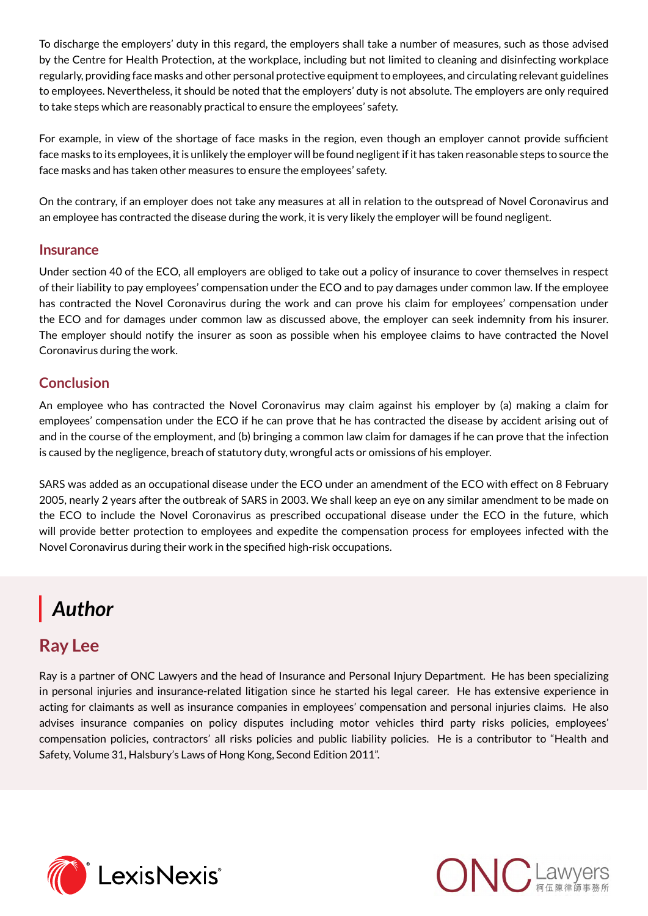To discharge the employers' duty in this regard, the employers shall take a number of measures, such as those advised by the Centre for Health Protection, at the workplace, including but not limited to cleaning and disinfecting workplace regularly, providing face masks and other personal protective equipment to employees, and circulating relevant guidelines to employees. Nevertheless, it should be noted that the employers' duty is not absolute. The employers are only required to take steps which are reasonably practical to ensure the employees' safety.

For example, in view of the shortage of face masks in the region, even though an employer cannot provide sufficient face masks to its employees, it is unlikely the employer will be found negligent if it has taken reasonable steps to source the face masks and has taken other measures to ensure the employees' safety.

On the contrary, if an employer does not take any measures at all in relation to the outspread of Novel Coronavirus and an employee has contracted the disease during the work, it is very likely the employer will be found negligent.

## Insurance

Under section 40 of the ECO, all employers are obliged to take out a policy of insurance to cover themselves in respect of their liability to pay employees' compensation under the ECO and to pay damages under common law. If the employee has contracted the Novel Coronavirus during the work and can prove his claim for employees' compensation under the ECO and for damages under common law as discussed above, the employer can seek indemnity from his insurer. The employer should notify the insurer as soon as possible when his employee claims to have contracted the Novel Coronavirus during the work.

## Conclusion

An employee who has contracted the Novel Coronavirus may claim against his employer by (a) making a claim for employees' compensation under the ECO if he can prove that he has contracted the disease by accident arising out of and in the course of the employment, and (b) bringing a common law claim for damages if he can prove that the infection is caused by the negligence, breach of statutory duty, wrongful acts or omissions of his employer.

SARS was added as an occupational disease under the ECO under an amendment of the ECO with effect on 8 February 2005, nearly 2 years after the outbreak of SARS in 2003. We shall keep an eye on any similar amendment to be made on the ECO to include the Novel Coronavirus as prescribed occupational disease under the ECO in the future, which will provide better protection to employees and expedite the compensation process for employees infected with the Novel Coronavirus during their work in the specified high-risk occupations.

# *Author*

## Ray Lee

Ray is a partner of ONC Lawyers and the head of Insurance and Personal Injury Department. He has been specializing in personal injuries and insurance-related litigation since he started his legal career. He has extensive experience in acting for claimants as well as insurance companies in employees' compensation and personal injuries claims. He also advises insurance companies on policy disputes including motor vehicles third party risks policies, employees' compensation policies, contractors' all risks policies and public liability policies. He is a contributor to "Health and Safety, Volume 31, Halsbury's Laws of Hong Kong, Second Edition 2011".

LexisNexis®

ONC Lawyers 柯伍陳律師事務所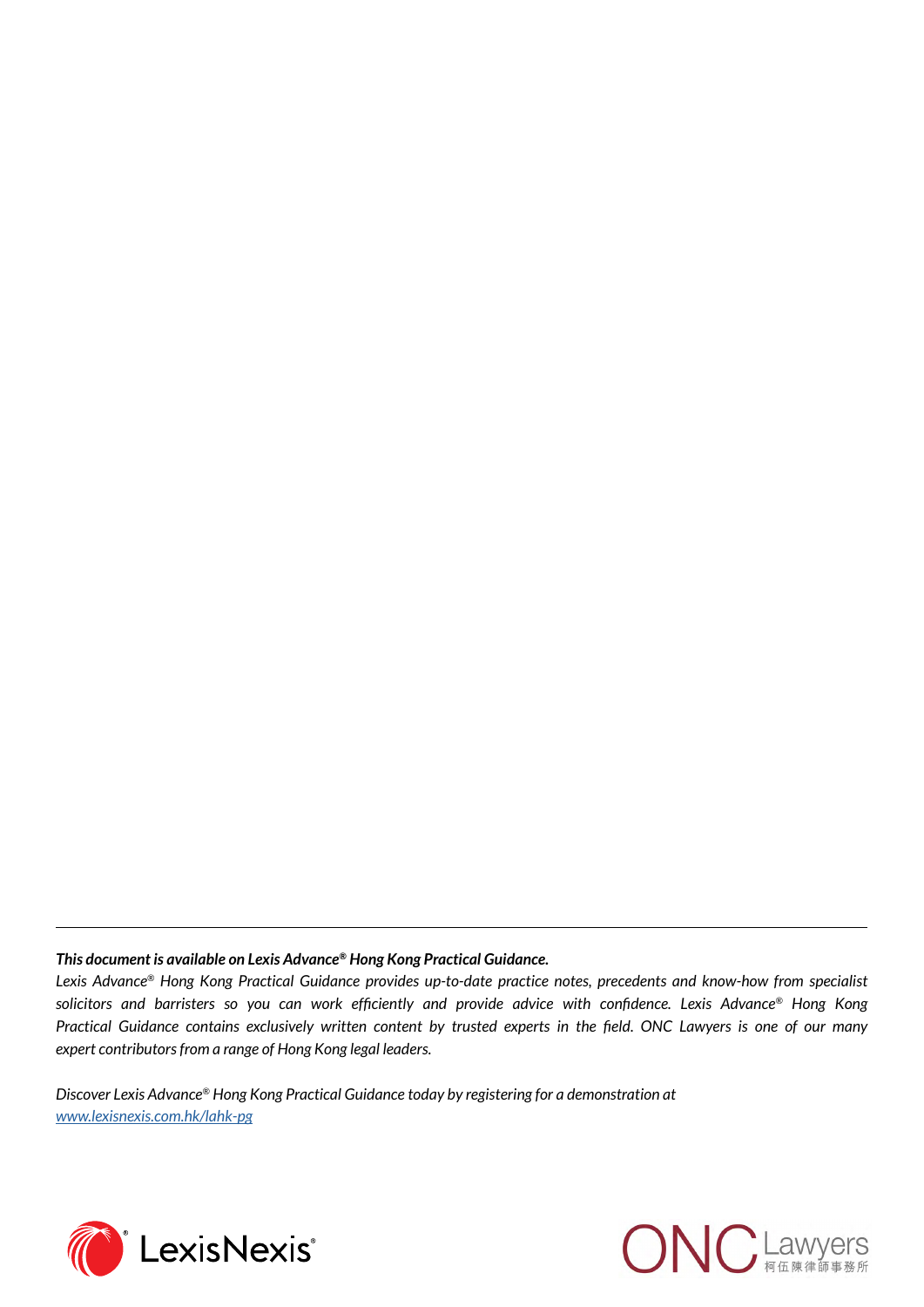***This document is available on Lexis Advance® Hong Kong Practical Guidance.***

*Lexis Advance® Hong Kong Practical Guidance provides up-to-date practice notes, precedents and know-how from specialist solicitors and barristers so you can work efficiently and provide advice with confidence. Lexis Advance® Hong Kong Practical Guidance contains exclusively written content by trusted experts in the field. ONC Lawyers is one of our many expert contributors from a range of Hong Kong legal leaders.*

*Discover Lexis Advance® Hong Kong Practical Guidance today by registering for a demonstration at [www.lexisnexis.com.hk/lahk-pg](www.lexisnexis.com.hk/lahk-pg)*

LexisNexis®

ONC Lawyers 柯伍陳律師事務所